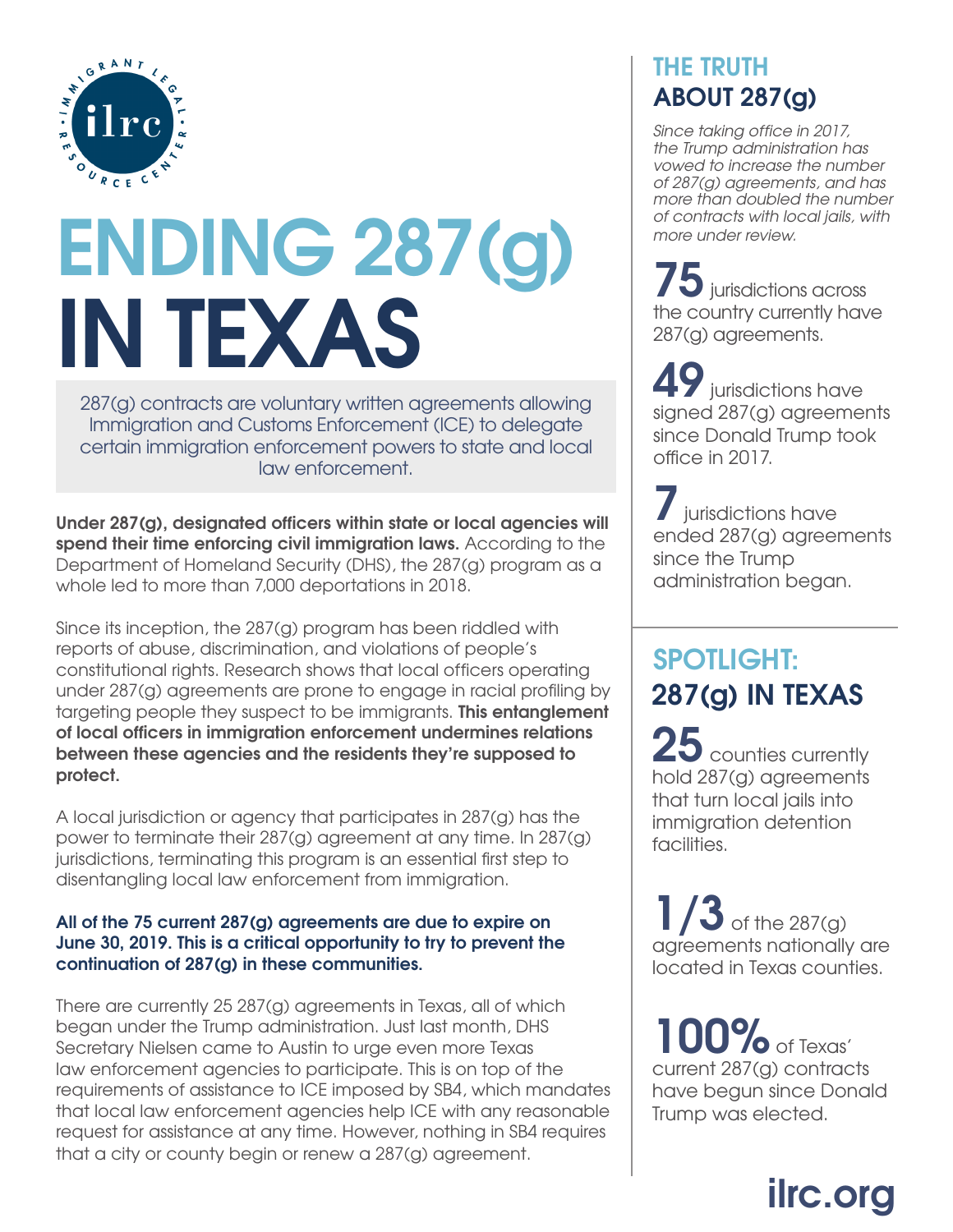# ENDING 287(g) IN TEXAS

287(g) contracts are voluntary written agreements allowing Immigration and Customs Enforcement (ICE) to delegate certain immigration enforcement powers to state and local law enforcement.

**Under 287(g), designated officers within state or local agencies will spend their time enforcing civil immigration laws.** According to the Department of Homeland Security (DHS), the 287(g) program as a whole led to more than 7,000 deportations in 2018.

Since its inception, the 287(g) program has been riddled with reports of abuse, discrimination, and violations of people's constitutional rights. Research shows that local officers operating under 287(g) agreements are prone to engage in racial profiling by targeting people they suspect to be immigrants. **This entanglement of local officers in immigration enforcement undermines relations between these agencies and the residents they're supposed to protect.**

A local jurisdiction or agency that participates in 287(g) has the power to terminate their 287(g) agreement at any time. In 287(g) jurisdictions, terminating this program is an essential first step to disentangling local law enforcement from immigration.

**All of the 75 current 287(g) agreements are due to expire on June 30, 2019. This is a critical opportunity to try to prevent the continuation of 287(g) in these communities.**

There are currently 25 287(g) agreements in Texas, all of which began under the Trump administration. Just last month, DHS Secretary Nielsen came to Austin to urge even more Texas law enforcement agencies to participate. This is on top of the requirements of assistance to ICE imposed by SB4, which mandates that local law enforcement agencies help ICE with any reasonable request for assistance at any time. However, nothing in SB4 requires that a city or county begin or renew a 287(g) agreement.

## THE TRUTH ABOUT 287(g)

*Since taking office in 2017, the Trump administration has vowed to increase the number of 287(g) agreements, and has more than doubled the number of contracts with local jails, with more under review.*

**75** jurisdictions across the country currently have 287(g) agreements.

**49** jurisdictions have signed 287(g) agreements since Donald Trump took office in 2017.

**7** jurisdictions have ended 287(g) agreements since the Trump administration began.

## SPOTLIGHT: 287(g) IN TEXAS

**25** counties currently hold 287(g) agreements that turn local jails into immigration detention facilities.

**1/3** of the 287(g) agreements nationally are located in Texas counties.

**100%** of Texas' current 287(g) contracts have begun since Donald Trump was elected.

ilrc.org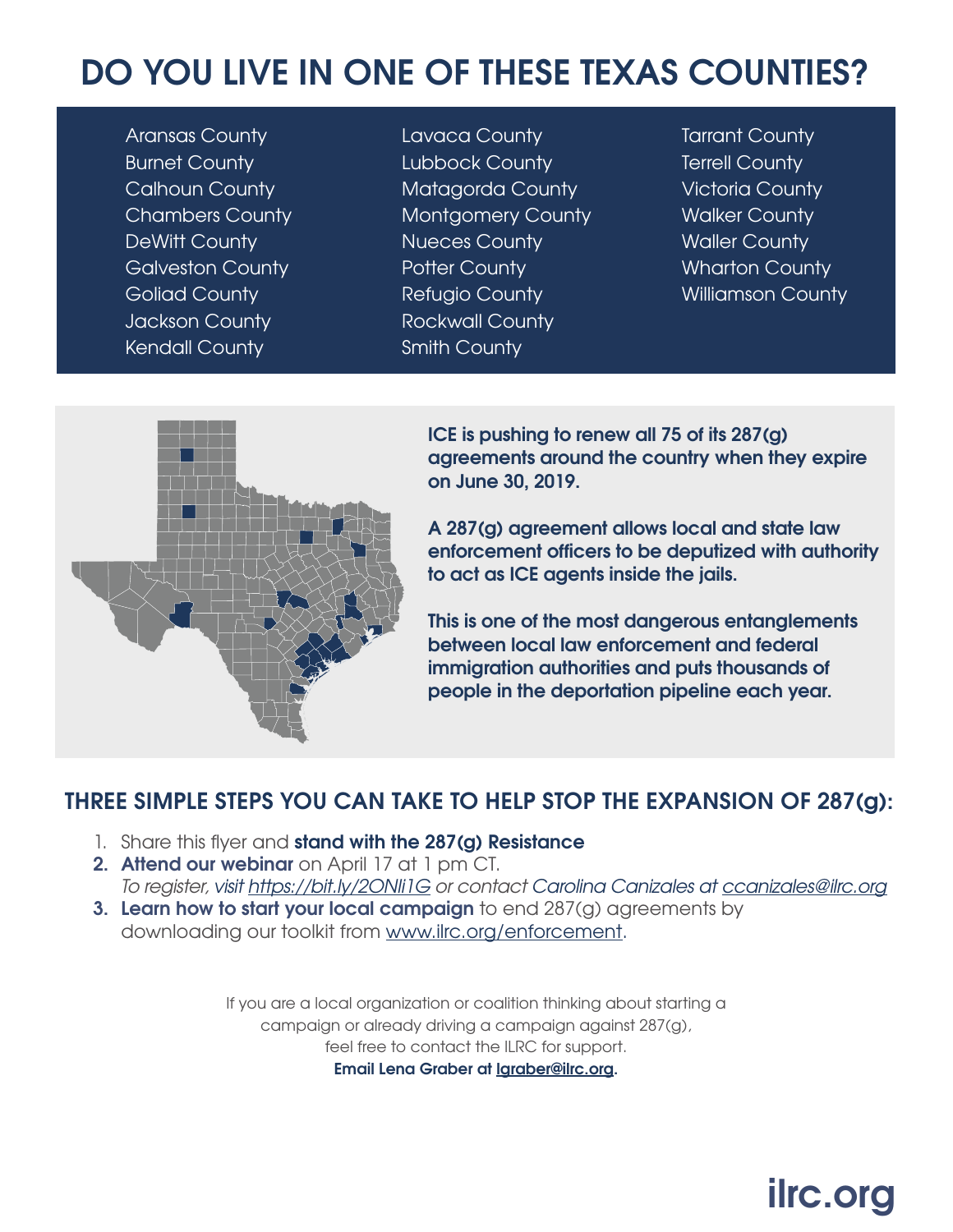# DO YOU LIVE IN ONE OF THESE TEXAS COUNTIES?

- Aransas County
- Burnet County
- Calhoun County
- Chambers County
- DeWitt County
- Galveston County
- Goliad County
- Jackson County
- Kendall County
- Lavaca County
- Lubbock County
- Matagorda County
- Montgomery County
- Nueces County
- Potter County
- Refugio County
- Rockwall County
- Smith County
- Tarrant County
- Terrell County
- Victoria County
- Walker County
- Waller County
- Wharton County
- Williamson County

**ICE is pushing to renew all 75 of its 287(g) agreements around the country when they expire on June 30, 2019.**

**A 287(g) agreement allows local and state law enforcement officers to be deputized with authority to act as ICE agents inside the jails.**

**This is one of the most dangerous entanglements between local law enforcement and federal immigration authorities and puts thousands of people in the deportation pipeline each year.**

## THREE SIMPLE STEPS YOU CAN TAKE TO HELP STOP THE EXPANSION OF 287(g):

1. Share this flyer and **stand with the 287(g) Resistance**
2. **Attend our webinar** on April 17 at 1 pm CT.
   *To register, visit https://bit.ly/2ONli1G or contact Carolina Canizales at ccanizales@ilrc.org*
3. **Learn how to start your local campaign** to end 287(g) agreements by downloading our toolkit from www.ilrc.org/enforcement.

If you are a local organization or coalition thinking about starting a campaign or already driving a campaign against 287(g), feel free to contact the ILRC for support.
**Email Lena Graber at lgraber@ilrc.org.**

ilrc.org